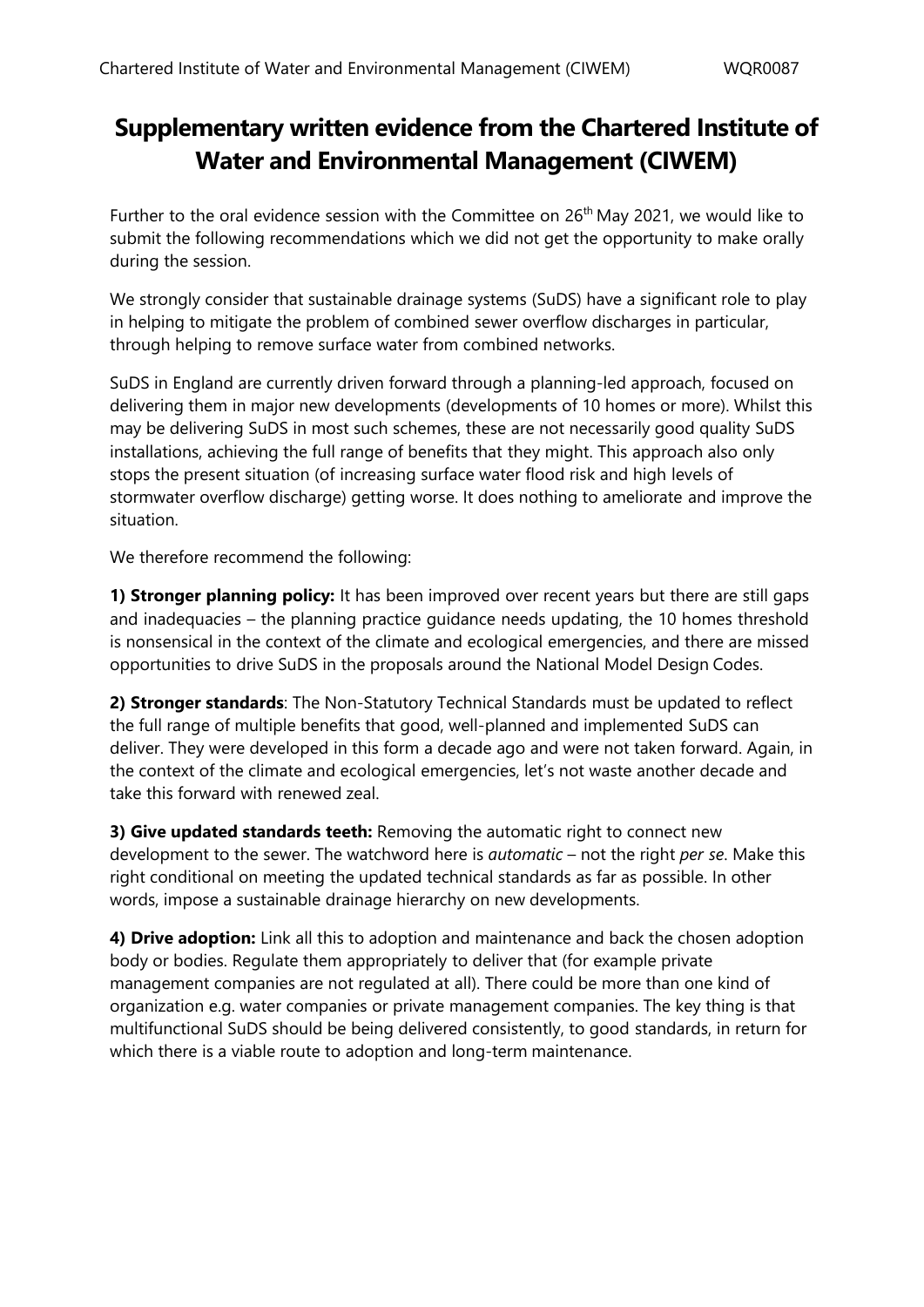# Supplementary written evidence from the Chartered Institute of Water and Environmental Management (CIWEM)

Further to the oral evidence session with the Committee on 26th May 2021, we would like to submit the following recommendations which we did not get the opportunity to make orally during the session.

We strongly consider that sustainable drainage systems (SuDS) have a significant role to play in helping to mitigate the problem of combined sewer overflow discharges in particular, through helping to remove surface water from combined networks.

SuDS in England are currently driven forward through a planning-led approach, focused on delivering them in major new developments (developments of 10 homes or more). Whilst this may be delivering SuDS in most such schemes, these are not necessarily good quality SuDS installations, achieving the full range of benefits that they might. This approach also only stops the present situation (of increasing surface water flood risk and high levels of stormwater overflow discharge) getting worse. It does nothing to ameliorate and improve the situation.

We therefore recommend the following:

**1) Stronger planning policy:** It has been improved over recent years but there are still gaps and inadequacies – the planning practice guidance needs updating, the 10 homes threshold is nonsensical in the context of the climate and ecological emergencies, and there are missed opportunities to drive SuDS in the proposals around the National Model Design Codes.

**2) Stronger standards**: The Non-Statutory Technical Standards must be updated to reflect the full range of multiple benefits that good, well-planned and implemented SuDS can deliver. They were developed in this form a decade ago and were not taken forward. Again, in the context of the climate and ecological emergencies, let's not waste another decade and take this forward with renewed zeal.

**3) Give updated standards teeth:** Removing the automatic right to connect new development to the sewer. The watchword here is *automatic* – not the right *per se*. Make this right conditional on meeting the updated technical standards as far as possible. In other words, impose a sustainable drainage hierarchy on new developments.

**4) Drive adoption:** Link all this to adoption and maintenance and back the chosen adoption body or bodies. Regulate them appropriately to deliver that (for example private management companies are not regulated at all). There could be more than one kind of organization e.g. water companies or private management companies. The key thing is that multifunctional SuDS should be being delivered consistently, to good standards, in return for which there is a viable route to adoption and long-term maintenance.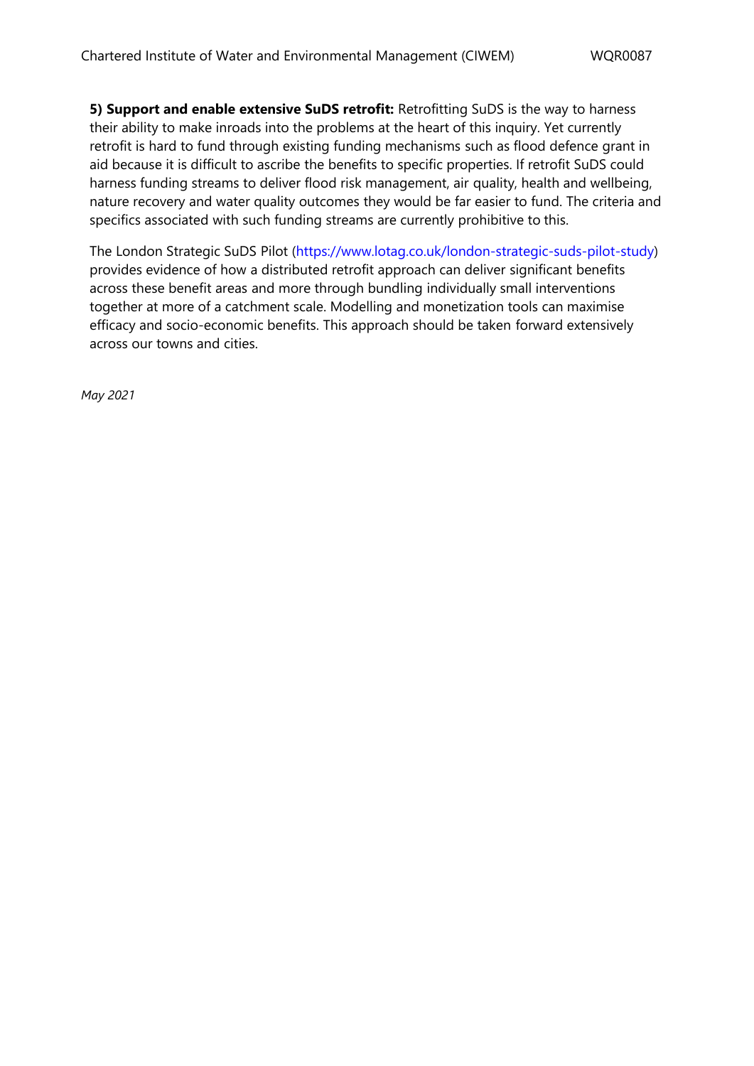**5) Support and enable extensive SuDS retrofit:** Retrofitting SuDS is the way to harness their ability to make inroads into the problems at the heart of this inquiry. Yet currently retrofit is hard to fund through existing funding mechanisms such as flood defence grant in aid because it is difficult to ascribe the benefits to specific properties. If retrofit SuDS could harness funding streams to deliver flood risk management, air quality, health and wellbeing, nature recovery and water quality outcomes they would be far easier to fund. The criteria and specifics associated with such funding streams are currently prohibitive to this.

The London Strategic SuDS Pilot (https://www.lotag.co.uk/london-strategic-suds-pilot-study) provides evidence of how a distributed retrofit approach can deliver significant benefits across these benefit areas and more through bundling individually small interventions together at more of a catchment scale. Modelling and monetization tools can maximise efficacy and socio-economic benefits. This approach should be taken forward extensively across our towns and cities.

*May 2021*